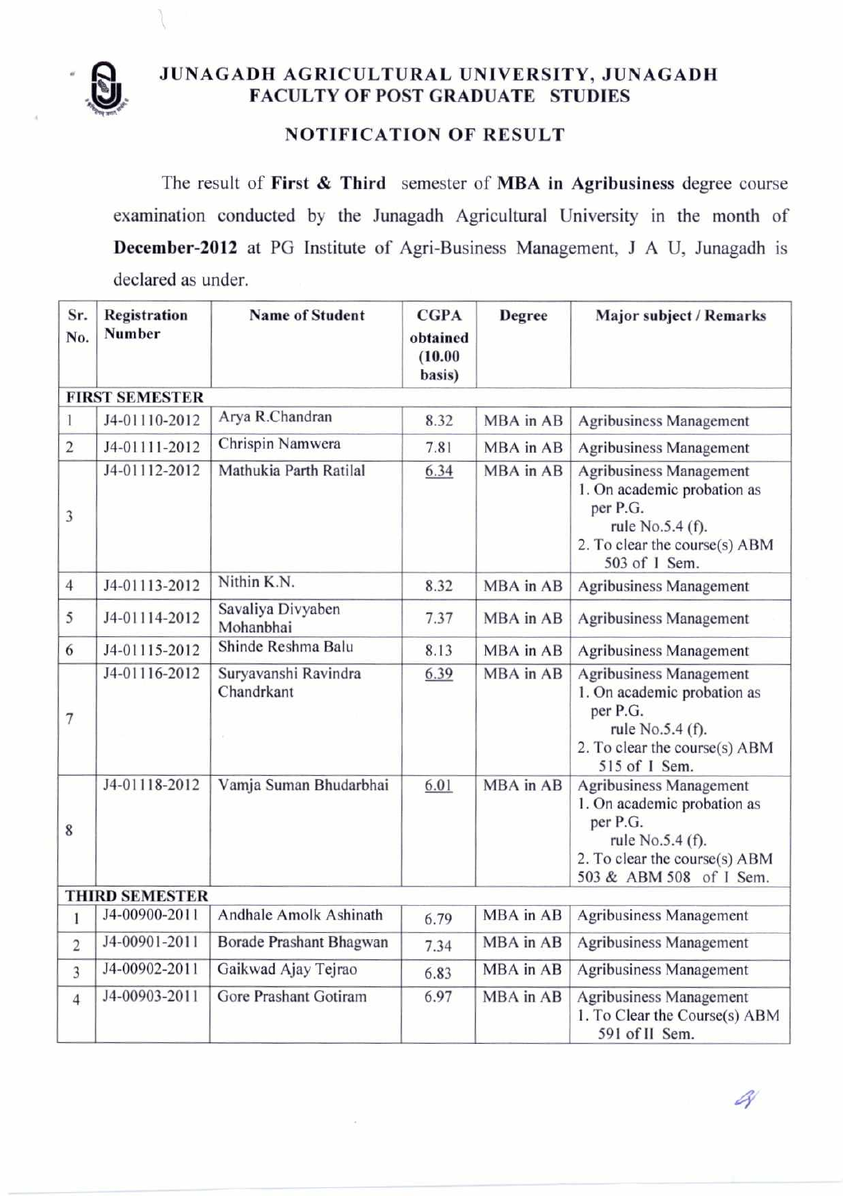# JUNAGADH AGRICULTURAL UNIVERSITY, JUNAGADH

## FACULTY OF POST GRADUATE STUDIES

### NOTIFICATION OF RESULT

The result of **First & Third** semester of **MBA in Agribusiness** degree course examination conducted by the Junagadh Agricultural University in the month of **December-2012** at PG Institute of Agri-Business Management, J A U, Junagadh is declared as under.

| Sr. No. | Registration Number | Name of Student | CGPA obtained (10.00 basis) | Degree | Major subject / Remarks |
|---|---|---|---|---|---|
| **FIRST SEMESTER** | | | | | |
| 1 | J4-01110-2012 | Arya R.Chandran | 8.32 | MBA in AB | Agribusiness Management |
| 2 | J4-01111-2012 | Chrispin Namwera | 7.81 | MBA in AB | Agribusiness Management |
| 3 | J4-01112-2012 | Mathukia Parth Ratilal | 6.34 | MBA in AB | Agribusiness Management<br>1. On academic probation as per P.G. rule No.5.4 (f).<br>2. To clear the course(s) ABM 503 of I Sem. |
| 4 | J4-01113-2012 | Nithin K.N. | 8.32 | MBA in AB | Agribusiness Management |
| 5 | J4-01114-2012 | Savaliya Divyaben Mohanbhai | 7.37 | MBA in AB | Agribusiness Management |
| 6 | J4-01115-2012 | Shinde Reshma Balu | 8.13 | MBA in AB | Agribusiness Management |
| 7 | J4-01116-2012 | Suryavanshi Ravindra Chandrkant | 6.39 | MBA in AB | Agribusiness Management<br>1. On academic probation as per P.G. rule No.5.4 (f).<br>2. To clear the course(s) ABM 515 of I Sem. |
| 8 | J4-01118-2012 | Vamja Suman Bhudarbhai | 6.01 | MBA in AB | Agribusiness Management<br>1. On academic probation as per P.G. rule No.5.4 (f).<br>2. To clear the course(s) ABM 503 & ABM 508 of I Sem. |
| **THIRD SEMESTER** | | | | | |
| 1 | J4-00900-2011 | Andhale Amolk Ashinath | 6.79 | MBA in AB | Agribusiness Management |
| 2 | J4-00901-2011 | Borade Prashant Bhagwan | 7.34 | MBA in AB | Agribusiness Management |
| 3 | J4-00902-2011 | Gaikwad Ajay Tejrao | 6.83 | MBA in AB | Agribusiness Management |
| 4 | J4-00903-2011 | Gore Prashant Gotiram | 6.97 | MBA in AB | Agribusiness Management<br>1. To Clear the Course(s) ABM 591 of II Sem. |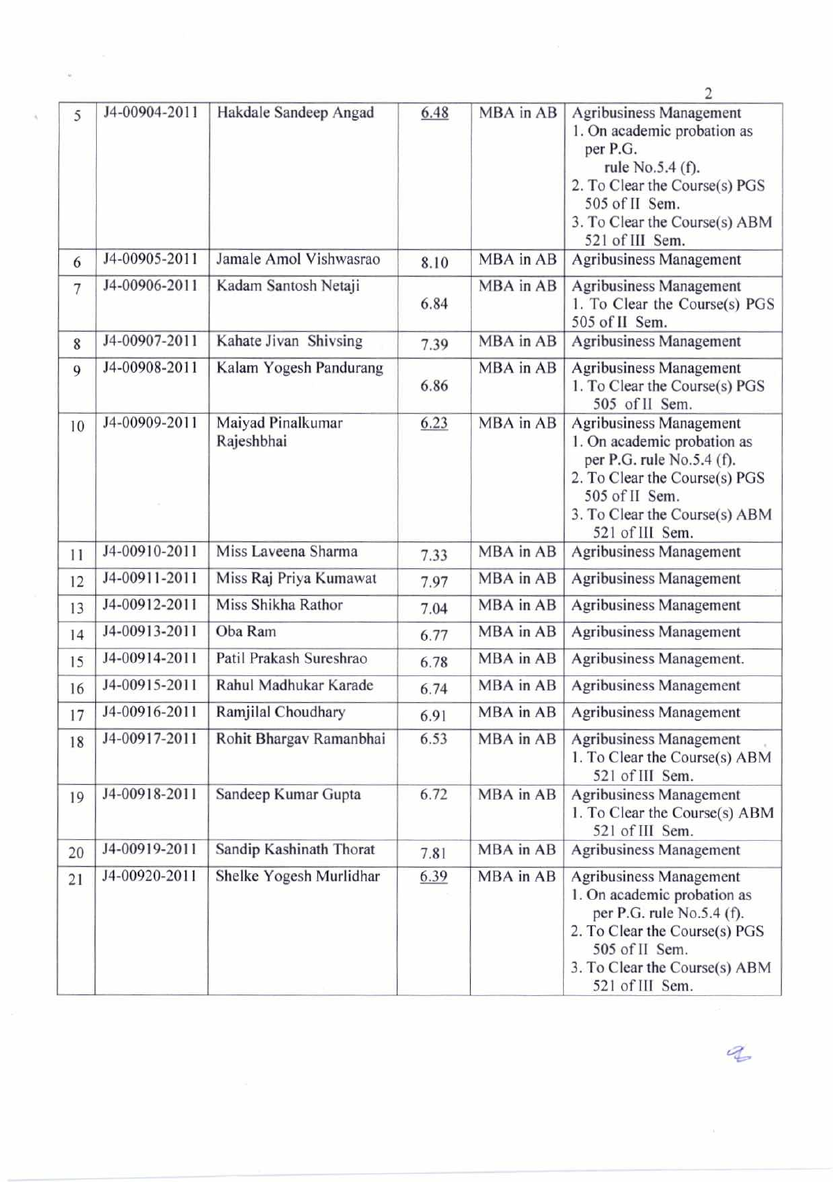| 5 | J4-00904-2011 | Hakdale Sandeep Angad | 6.48 | MBA in AB | Agribusiness Management<br>1. On academic probation as per P.G. rule No.5.4 (f).<br>2. To Clear the Course(s) PGS 505 of II Sem.<br>3. To Clear the Course(s) ABM 521 of III Sem. |
|---|---|---|---|---|---|
| 6 | J4-00905-2011 | Jamale Amol Vishwasrao | 8.10 | MBA in AB | Agribusiness Management |
| 7 | J4-00906-2011 | Kadam Santosh Netaji | 6.84 | MBA in AB | Agribusiness Management<br>1. To Clear the Course(s) PGS 505 of II Sem. |
| 8 | J4-00907-2011 | Kahate Jivan Shivsing | 7.39 | MBA in AB | Agribusiness Management |
| 9 | J4-00908-2011 | Kalam Yogesh Pandurang | 6.86 | MBA in AB | Agribusiness Management<br>1. To Clear the Course(s) PGS 505 of II Sem. |
| 10 | J4-00909-2011 | Maiyad Pinalkumar Rajeshbhai | 6.23 | MBA in AB | Agribusiness Management<br>1. On academic probation as per P.G. rule No.5.4 (f).<br>2. To Clear the Course(s) PGS 505 of II Sem.<br>3. To Clear the Course(s) ABM 521 of III Sem. |
| 11 | J4-00910-2011 | Miss Laveena Sharma | 7.33 | MBA in AB | Agribusiness Management |
| 12 | J4-00911-2011 | Miss Raj Priya Kumawat | 7.97 | MBA in AB | Agribusiness Management |
| 13 | J4-00912-2011 | Miss Shikha Rathor | 7.04 | MBA in AB | Agribusiness Management |
| 14 | J4-00913-2011 | Oba Ram | 6.77 | MBA in AB | Agribusiness Management |
| 15 | J4-00914-2011 | Patil Prakash Sureshrao | 6.78 | MBA in AB | Agribusiness Management. |
| 16 | J4-00915-2011 | Rahul Madhukar Karade | 6.74 | MBA in AB | Agribusiness Management |
| 17 | J4-00916-2011 | Ramjilal Choudhary | 6.91 | MBA in AB | Agribusiness Management |
| 18 | J4-00917-2011 | Rohit Bhargav Ramanbhai | 6.53 | MBA in AB | Agribusiness Management<br>1. To Clear the Course(s) ABM 521 of III Sem. |
| 19 | J4-00918-2011 | Sandeep Kumar Gupta | 6.72 | MBA in AB | Agribusiness Management<br>1. To Clear the Course(s) ABM 521 of III Sem. |
| 20 | J4-00919-2011 | Sandip Kashinath Thorat | 7.81 | MBA in AB | Agribusiness Management |
| 21 | J4-00920-2011 | Shelke Yogesh Murlidhar | 6.39 | MBA in AB | Agribusiness Management<br>1. On academic probation as per P.G. rule No.5.4 (f).<br>2. To Clear the Course(s) PGS 505 of II Sem.<br>3. To Clear the Course(s) ABM 521 of III Sem. |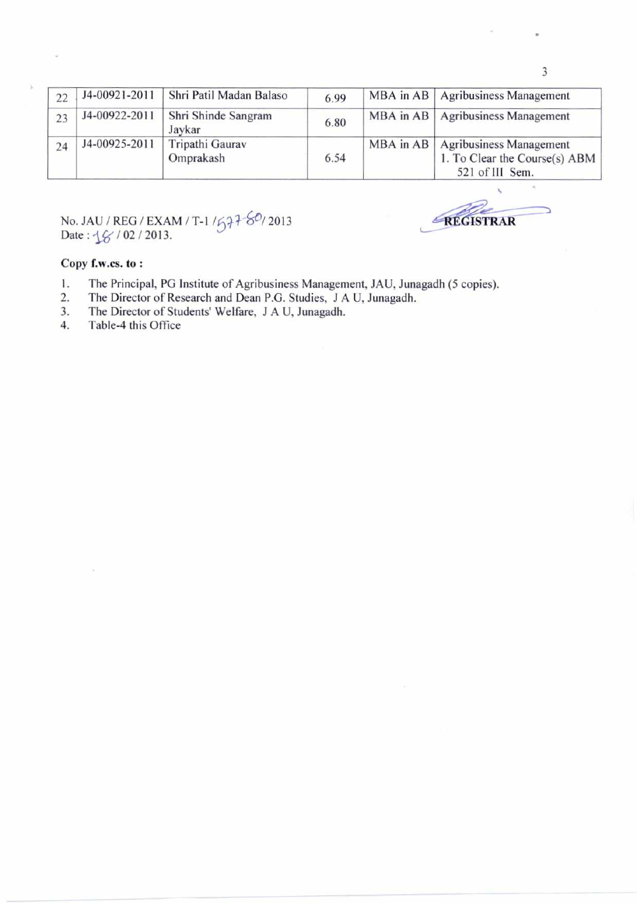| | | | | | |
|---|---|---|---|---|---|
| 22 | J4-00921-2011 | Shri Patil Madan Balaso | 6.99 | MBA in AB | Agribusiness Management |
| 23 | J4-00922-2011 | Shri Shinde Sangram Jaykar | 6.80 | MBA in AB | Agribusiness Management |
| 24 | J4-00925-2011 | Tripathi Gaurav Omprakash | 6.54 | MBA in AB | Agribusiness Management 1. To Clear the Course(s) ABM 521 of III Sem. |

No. JAU / REG / EXAM / T-1 / 577-80 / 2013
Date : 18 / 02 / 2013.

**REGISTRAR**

**Copy f.w.cs. to :**

1. The Principal, PG Institute of Agribusiness Management, JAU, Junagadh (5 copies).
2. The Director of Research and Dean P.G. Studies, J A U, Junagadh.
3. The Director of Students' Welfare, J A U, Junagadh.
4. Table-4 this Office